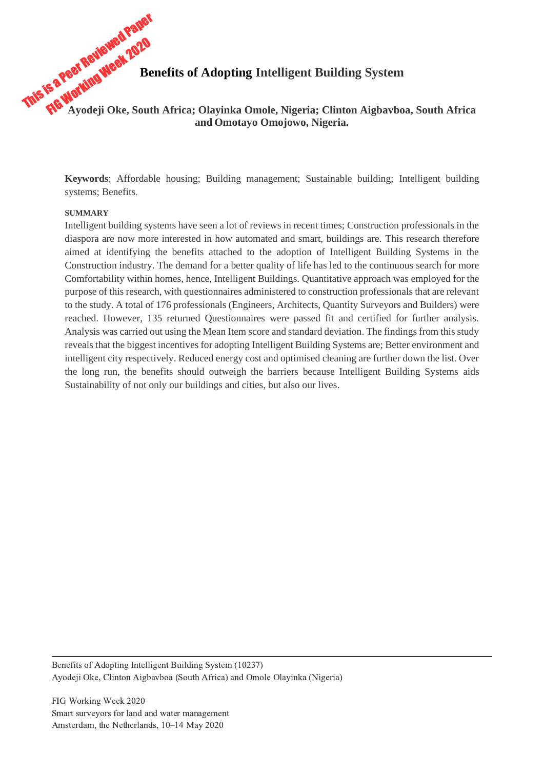This is a Peer Reviewed Paper
FIG Working Week 2020

# Benefits of Adopting Intelligent Building System

**Ayodeji Oke, South Africa; Olayinka Omole, Nigeria; Clinton Aigbavboa, South Africa and Omotayo Omojowo, Nigeria.**

**Keywords**; Affordable housing; Building management; Sustainable building; Intelligent building systems; Benefits.

## SUMMARY

Intelligent building systems have seen a lot of reviews in recent times; Construction professionals in the diaspora are now more interested in how automated and smart, buildings are. This research therefore aimed at identifying the benefits attached to the adoption of Intelligent Building Systems in the Construction industry. The demand for a better quality of life has led to the continuous search for more Comfortability within homes, hence, Intelligent Buildings. Quantitative approach was employed for the purpose of this research, with questionnaires administered to construction professionals that are relevant to the study. A total of 176 professionals (Engineers, Architects, Quantity Surveyors and Builders) were reached. However, 135 returned Questionnaires were passed fit and certified for further analysis. Analysis was carried out using the Mean Item score and standard deviation. The findings from this study reveals that the biggest incentives for adopting Intelligent Building Systems are; Better environment and intelligent city respectively. Reduced energy cost and optimised cleaning are further down the list. Over the long run, the benefits should outweigh the barriers because Intelligent Building Systems aids Sustainability of not only our buildings and cities, but also our lives.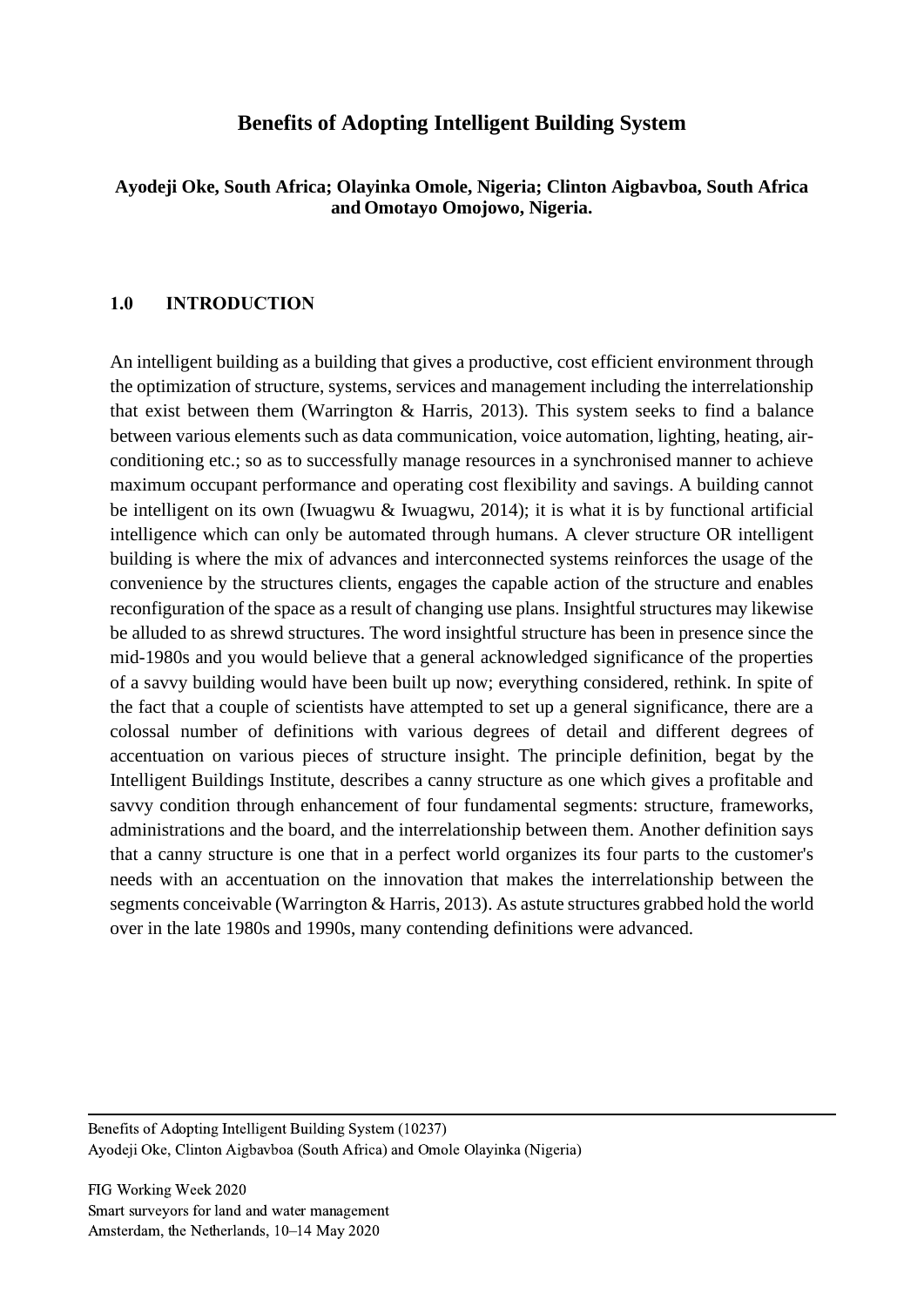# Benefits of Adopting Intelligent Building System

**Ayodeji Oke, South Africa; Olayinka Omole, Nigeria; Clinton Aigbavboa, South Africa and Omotayo Omojowo, Nigeria.**

## 1.0 INTRODUCTION

An intelligent building as a building that gives a productive, cost efficient environment through the optimization of structure, systems, services and management including the interrelationship that exist between them (Warrington & Harris, 2013). This system seeks to find a balance between various elements such as data communication, voice automation, lighting, heating, air-conditioning etc.; so as to successfully manage resources in a synchronised manner to achieve maximum occupant performance and operating cost flexibility and savings. A building cannot be intelligent on its own (Iwuagwu & Iwuagwu, 2014); it is what it is by functional artificial intelligence which can only be automated through humans. A clever structure OR intelligent building is where the mix of advances and interconnected systems reinforces the usage of the convenience by the structures clients, engages the capable action of the structure and enables reconfiguration of the space as a result of changing use plans. Insightful structures may likewise be alluded to as shrewd structures. The word insightful structure has been in presence since the mid-1980s and you would believe that a general acknowledged significance of the properties of a savvy building would have been built up now; everything considered, rethink. In spite of the fact that a couple of scientists have attempted to set up a general significance, there are a colossal number of definitions with various degrees of detail and different degrees of accentuation on various pieces of structure insight. The principle definition, begat by the Intelligent Buildings Institute, describes a canny structure as one which gives a profitable and savvy condition through enhancement of four fundamental segments: structure, frameworks, administrations and the board, and the interrelationship between them. Another definition says that a canny structure is one that in a perfect world organizes its four parts to the customer's needs with an accentuation on the innovation that makes the interrelationship between the segments conceivable (Warrington & Harris, 2013). As astute structures grabbed hold the world over in the late 1980s and 1990s, many contending definitions were advanced.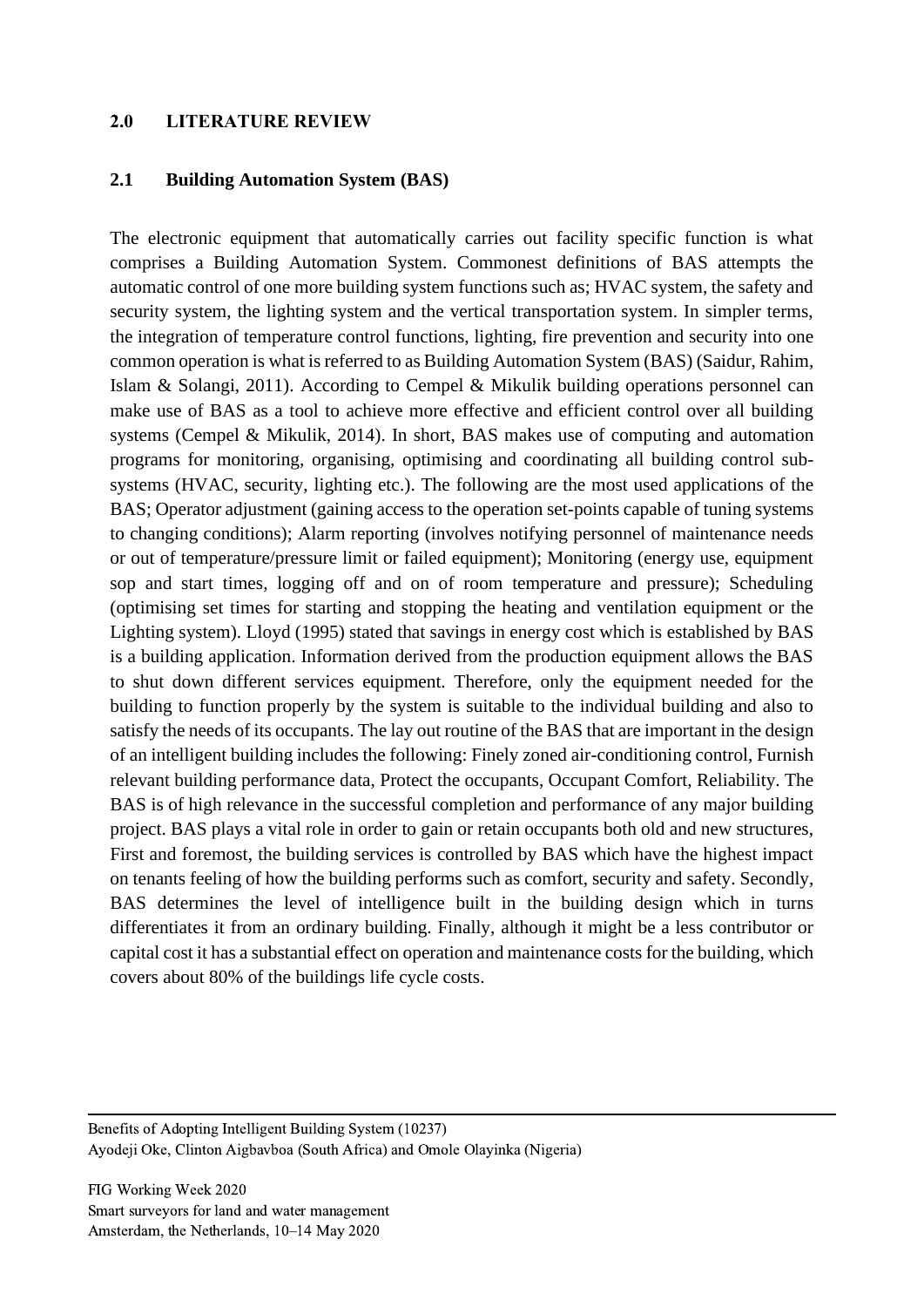## 2.0 LITERATURE REVIEW

### 2.1 Building Automation System (BAS)

The electronic equipment that automatically carries out facility specific function is what comprises a Building Automation System. Commonest definitions of BAS attempts the automatic control of one more building system functions such as; HVAC system, the safety and security system, the lighting system and the vertical transportation system. In simpler terms, the integration of temperature control functions, lighting, fire prevention and security into one common operation is what is referred to as Building Automation System (BAS) (Saidur, Rahim, Islam & Solangi, 2011). According to Cempel & Mikulik building operations personnel can make use of BAS as a tool to achieve more effective and efficient control over all building systems (Cempel & Mikulik, 2014). In short, BAS makes use of computing and automation programs for monitoring, organising, optimising and coordinating all building control sub-systems (HVAC, security, lighting etc.). The following are the most used applications of the BAS; Operator adjustment (gaining access to the operation set-points capable of tuning systems to changing conditions); Alarm reporting (involves notifying personnel of maintenance needs or out of temperature/pressure limit or failed equipment); Monitoring (energy use, equipment sop and start times, logging off and on of room temperature and pressure); Scheduling (optimising set times for starting and stopping the heating and ventilation equipment or the Lighting system). Lloyd (1995) stated that savings in energy cost which is established by BAS is a building application. Information derived from the production equipment allows the BAS to shut down different services equipment. Therefore, only the equipment needed for the building to function properly by the system is suitable to the individual building and also to satisfy the needs of its occupants. The lay out routine of the BAS that are important in the design of an intelligent building includes the following: Finely zoned air-conditioning control, Furnish relevant building performance data, Protect the occupants, Occupant Comfort, Reliability. The BAS is of high relevance in the successful completion and performance of any major building project. BAS plays a vital role in order to gain or retain occupants both old and new structures, First and foremost, the building services is controlled by BAS which have the highest impact on tenants feeling of how the building performs such as comfort, security and safety. Secondly, BAS determines the level of intelligence built in the building design which in turns differentiates it from an ordinary building. Finally, although it might be a less contributor or capital cost it has a substantial effect on operation and maintenance costs for the building, which covers about 80% of the buildings life cycle costs.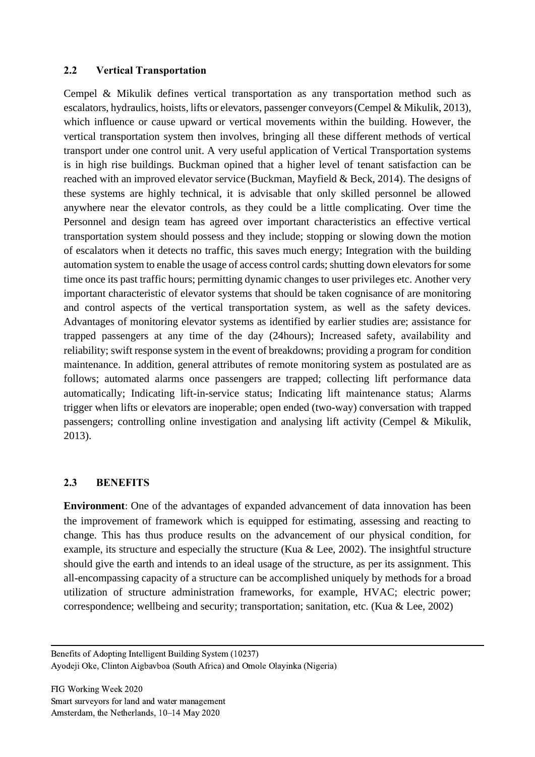## 2.2 Vertical Transportation

Cempel & Mikulik defines vertical transportation as any transportation method such as escalators, hydraulics, hoists, lifts or elevators, passenger conveyors (Cempel & Mikulik, 2013), which influence or cause upward or vertical movements within the building. However, the vertical transportation system then involves, bringing all these different methods of vertical transport under one control unit. A very useful application of Vertical Transportation systems is in high rise buildings. Buckman opined that a higher level of tenant satisfaction can be reached with an improved elevator service (Buckman, Mayfield & Beck, 2014). The designs of these systems are highly technical, it is advisable that only skilled personnel be allowed anywhere near the elevator controls, as they could be a little complicating. Over time the Personnel and design team has agreed over important characteristics an effective vertical transportation system should possess and they include; stopping or slowing down the motion of escalators when it detects no traffic, this saves much energy; Integration with the building automation system to enable the usage of access control cards; shutting down elevators for some time once its past traffic hours; permitting dynamic changes to user privileges etc. Another very important characteristic of elevator systems that should be taken cognisance of are monitoring and control aspects of the vertical transportation system, as well as the safety devices. Advantages of monitoring elevator systems as identified by earlier studies are; assistance for trapped passengers at any time of the day (24hours); Increased safety, availability and reliability; swift response system in the event of breakdowns; providing a program for condition maintenance. In addition, general attributes of remote monitoring system as postulated are as follows; automated alarms once passengers are trapped; collecting lift performance data automatically; Indicating lift-in-service status; Indicating lift maintenance status; Alarms trigger when lifts or elevators are inoperable; open ended (two-way) conversation with trapped passengers; controlling online investigation and analysing lift activity (Cempel & Mikulik, 2013).

## 2.3 BENEFITS

**Environment**: One of the advantages of expanded advancement of data innovation has been the improvement of framework which is equipped for estimating, assessing and reacting to change. This has thus produce results on the advancement of our physical condition, for example, its structure and especially the structure (Kua & Lee, 2002). The insightful structure should give the earth and intends to an ideal usage of the structure, as per its assignment. This all-encompassing capacity of a structure can be accomplished uniquely by methods for a broad utilization of structure administration frameworks, for example, HVAC; electric power; correspondence; wellbeing and security; transportation; sanitation, etc. (Kua & Lee, 2002)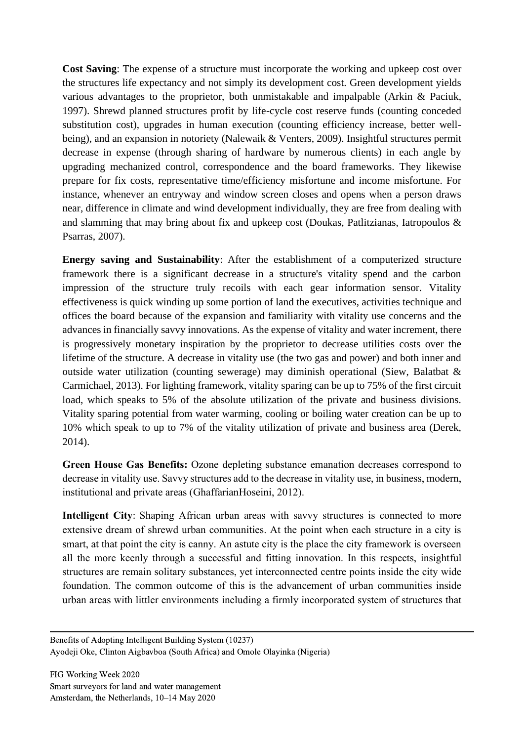**Cost Saving**: The expense of a structure must incorporate the working and upkeep cost over the structures life expectancy and not simply its development cost. Green development yields various advantages to the proprietor, both unmistakable and impalpable (Arkin & Paciuk, 1997). Shrewd planned structures profit by life-cycle cost reserve funds (counting conceded substitution cost), upgrades in human execution (counting efficiency increase, better well-being), and an expansion in notoriety (Nalewaik & Venters, 2009). Insightful structures permit decrease in expense (through sharing of hardware by numerous clients) in each angle by upgrading mechanized control, correspondence and the board frameworks. They likewise prepare for fix costs, representative time/efficiency misfortune and income misfortune. For instance, whenever an entryway and window screen closes and opens when a person draws near, difference in climate and wind development individually, they are free from dealing with and slamming that may bring about fix and upkeep cost (Doukas, Patlitzianas, Iatropoulos & Psarras, 2007).

**Energy saving and Sustainability**: After the establishment of a computerized structure framework there is a significant decrease in a structure's vitality spend and the carbon impression of the structure truly recoils with each gear information sensor. Vitality effectiveness is quick winding up some portion of land the executives, activities technique and offices the board because of the expansion and familiarity with vitality use concerns and the advances in financially savvy innovations. As the expense of vitality and water increment, there is progressively monetary inspiration by the proprietor to decrease utilities costs over the lifetime of the structure. A decrease in vitality use (the two gas and power) and both inner and outside water utilization (counting sewerage) may diminish operational (Siew, Balatbat & Carmichael, 2013). For lighting framework, vitality sparing can be up to 75% of the first circuit load, which speaks to 5% of the absolute utilization of the private and business divisions. Vitality sparing potential from water warming, cooling or boiling water creation can be up to 10% which speak to up to 7% of the vitality utilization of private and business area (Derek, 2014).

**Green House Gas Benefits:** Ozone depleting substance emanation decreases correspond to decrease in vitality use. Savvy structures add to the decrease in vitality use, in business, modern, institutional and private areas (GhaffarianHoseini, 2012).

**Intelligent City**: Shaping African urban areas with savvy structures is connected to more extensive dream of shrewd urban communities. At the point when each structure in a city is smart, at that point the city is canny. An astute city is the place the city framework is overseen all the more keenly through a successful and fitting innovation. In this respects, insightful structures are remain solitary substances, yet interconnected centre points inside the city wide foundation. The common outcome of this is the advancement of urban communities inside urban areas with littler environments including a firmly incorporated system of structures that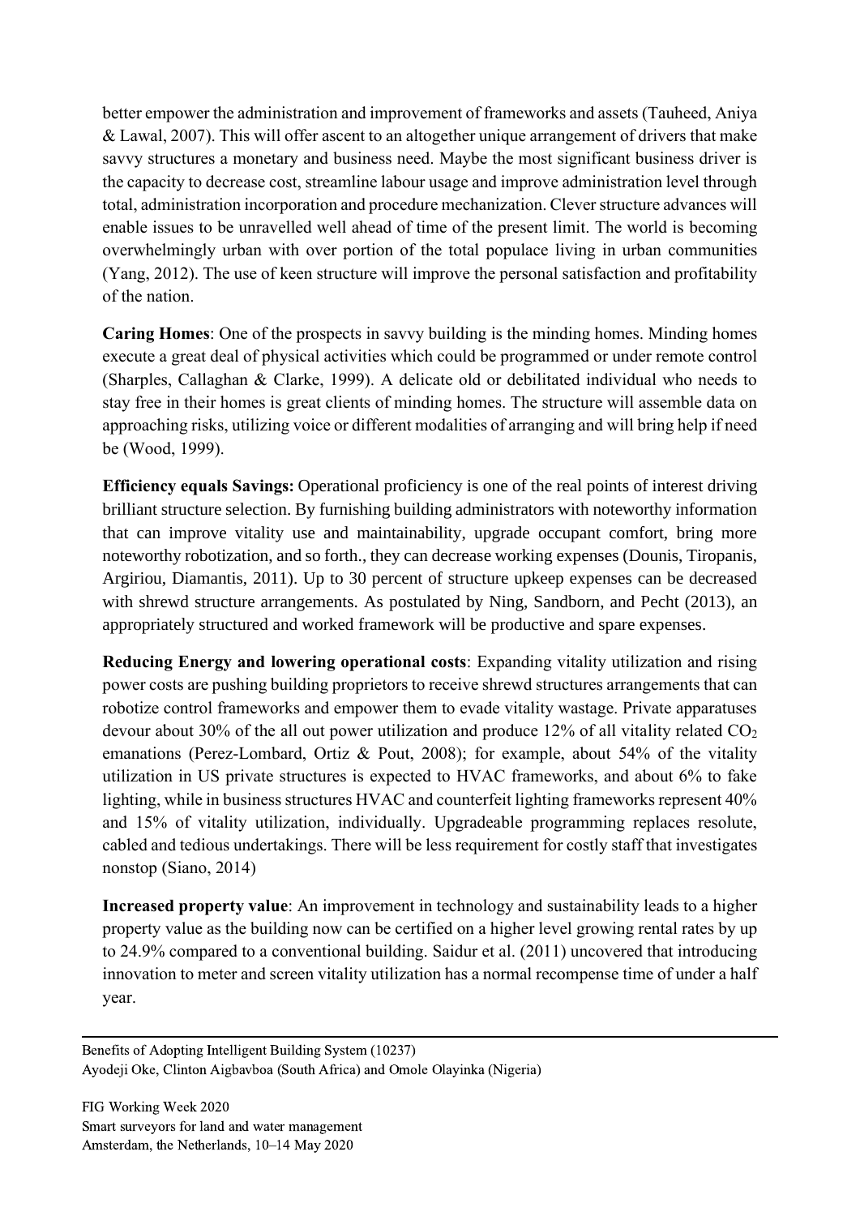better empower the administration and improvement of frameworks and assets (Tauheed, Aniya & Lawal, 2007). This will offer ascent to an altogether unique arrangement of drivers that make savvy structures a monetary and business need. Maybe the most significant business driver is the capacity to decrease cost, streamline labour usage and improve administration level through total, administration incorporation and procedure mechanization. Clever structure advances will enable issues to be unravelled well ahead of time of the present limit. The world is becoming overwhelmingly urban with over portion of the total populace living in urban communities (Yang, 2012). The use of keen structure will improve the personal satisfaction and profitability of the nation.

**Caring Homes**: One of the prospects in savvy building is the minding homes. Minding homes execute a great deal of physical activities which could be programmed or under remote control (Sharples, Callaghan & Clarke, 1999). A delicate old or debilitated individual who needs to stay free in their homes is great clients of minding homes. The structure will assemble data on approaching risks, utilizing voice or different modalities of arranging and will bring help if need be (Wood, 1999).

**Efficiency equals Savings:** Operational proficiency is one of the real points of interest driving brilliant structure selection. By furnishing building administrators with noteworthy information that can improve vitality use and maintainability, upgrade occupant comfort, bring more noteworthy robotization, and so forth., they can decrease working expenses (Dounis, Tiropanis, Argiriou, Diamantis, 2011). Up to 30 percent of structure upkeep expenses can be decreased with shrewd structure arrangements. As postulated by Ning, Sandborn, and Pecht (2013), an appropriately structured and worked framework will be productive and spare expenses.

**Reducing Energy and lowering operational costs**: Expanding vitality utilization and rising power costs are pushing building proprietors to receive shrewd structures arrangements that can robotize control frameworks and empower them to evade vitality wastage. Private apparatuses devour about 30% of the all out power utilization and produce 12% of all vitality related $CO_2$ emanations (Perez-Lombard, Ortiz & Pout, 2008); for example, about 54% of the vitality utilization in US private structures is expected to HVAC frameworks, and about 6% to fake lighting, while in business structures HVAC and counterfeit lighting frameworks represent 40% and 15% of vitality utilization, individually. Upgradeable programming replaces resolute, cabled and tedious undertakings. There will be less requirement for costly staff that investigates nonstop (Siano, 2014)

**Increased property value**: An improvement in technology and sustainability leads to a higher property value as the building now can be certified on a higher level growing rental rates by up to 24.9% compared to a conventional building. Saidur et al. (2011) uncovered that introducing innovation to meter and screen vitality utilization has a normal recompense time of under a half year.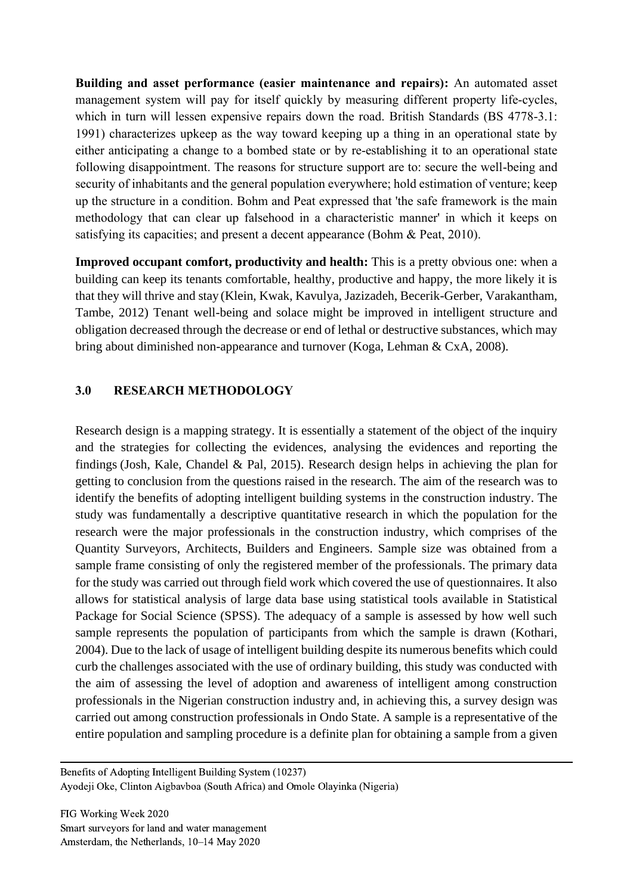**Building and asset performance (easier maintenance and repairs):** An automated asset management system will pay for itself quickly by measuring different property life-cycles, which in turn will lessen expensive repairs down the road. British Standards (BS 4778-3.1: 1991) characterizes upkeep as the way toward keeping up a thing in an operational state by either anticipating a change to a bombed state or by re-establishing it to an operational state following disappointment. The reasons for structure support are to: secure the well-being and security of inhabitants and the general population everywhere; hold estimation of venture; keep up the structure in a condition. Bohm and Peat expressed that 'the safe framework is the main methodology that can clear up falsehood in a characteristic manner' in which it keeps on satisfying its capacities; and present a decent appearance (Bohm & Peat, 2010).

**Improved occupant comfort, productivity and health:** This is a pretty obvious one: when a building can keep its tenants comfortable, healthy, productive and happy, the more likely it is that they will thrive and stay (Klein, Kwak, Kavulya, Jazizadeh, Becerik-Gerber, Varakantham, Tambe, 2012) Tenant well-being and solace might be improved in intelligent structure and obligation decreased through the decrease or end of lethal or destructive substances, which may bring about diminished non-appearance and turnover (Koga, Lehman & CxA, 2008).

## 3.0 RESEARCH METHODOLOGY

Research design is a mapping strategy. It is essentially a statement of the object of the inquiry and the strategies for collecting the evidences, analysing the evidences and reporting the findings (Josh, Kale, Chandel & Pal, 2015). Research design helps in achieving the plan for getting to conclusion from the questions raised in the research. The aim of the research was to identify the benefits of adopting intelligent building systems in the construction industry. The study was fundamentally a descriptive quantitative research in which the population for the research were the major professionals in the construction industry, which comprises of the Quantity Surveyors, Architects, Builders and Engineers. Sample size was obtained from a sample frame consisting of only the registered member of the professionals. The primary data for the study was carried out through field work which covered the use of questionnaires. It also allows for statistical analysis of large data base using statistical tools available in Statistical Package for Social Science (SPSS). The adequacy of a sample is assessed by how well such sample represents the population of participants from which the sample is drawn (Kothari, 2004). Due to the lack of usage of intelligent building despite its numerous benefits which could curb the challenges associated with the use of ordinary building, this study was conducted with the aim of assessing the level of adoption and awareness of intelligent among construction professionals in the Nigerian construction industry and, in achieving this, a survey design was carried out among construction professionals in Ondo State. A sample is a representative of the entire population and sampling procedure is a definite plan for obtaining a sample from a given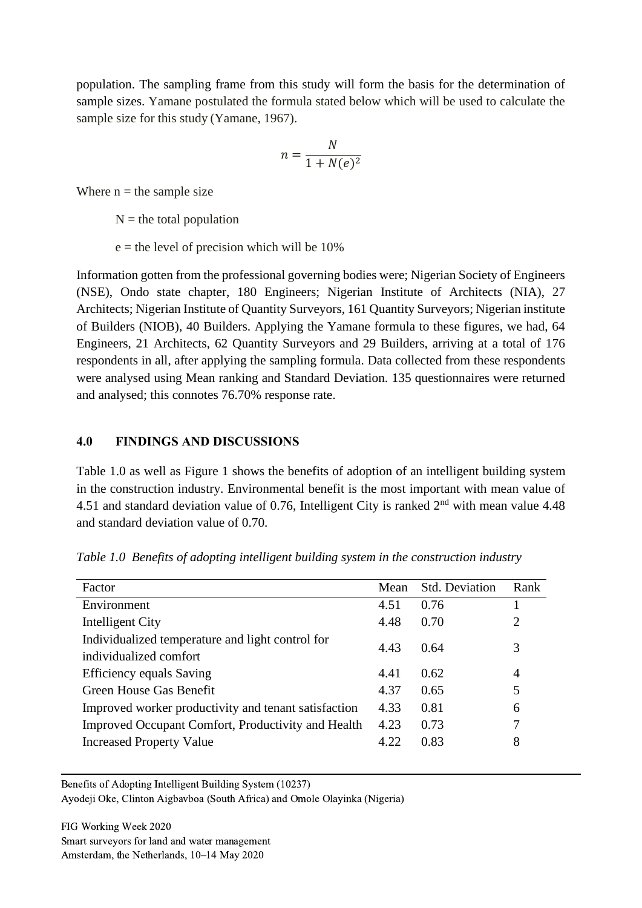population. The sampling frame from this study will form the basis for the determination of sample sizes. Yamane postulated the formula stated below which will be used to calculate the sample size for this study (Yamane, 1967).

$$n = \frac{N}{1 + N(e)^2}$$

Where n = the sample size

N = the total population

e = the level of precision which will be 10%

Information gotten from the professional governing bodies were; Nigerian Society of Engineers (NSE), Ondo state chapter, 180 Engineers; Nigerian Institute of Architects (NIA), 27 Architects; Nigerian Institute of Quantity Surveyors, 161 Quantity Surveyors; Nigerian institute of Builders (NIOB), 40 Builders. Applying the Yamane formula to these figures, we had, 64 Engineers, 21 Architects, 62 Quantity Surveyors and 29 Builders, arriving at a total of 176 respondents in all, after applying the sampling formula. Data collected from these respondents were analysed using Mean ranking and Standard Deviation. 135 questionnaires were returned and analysed; this connotes 76.70% response rate.

## 4.0 FINDINGS AND DISCUSSIONS

Table 1.0 as well as Figure 1 shows the benefits of adoption of an intelligent building system in the construction industry. Environmental benefit is the most important with mean value of 4.51 and standard deviation value of 0.76, Intelligent City is ranked 2nd with mean value 4.48 and standard deviation value of 0.70.

*Table 1.0 Benefits of adopting intelligent building system in the construction industry*

| Factor | Mean | Std. Deviation | Rank |
|---|---|---|---|
| Environment | 4.51 | 0.76 | 1 |
| Intelligent City | 4.48 | 0.70 | 2 |
| Individualized temperature and light control for individualized comfort | 4.43 | 0.64 | 3 |
| Efficiency equals Saving | 4.41 | 0.62 | 4 |
| Green House Gas Benefit | 4.37 | 0.65 | 5 |
| Improved worker productivity and tenant satisfaction | 4.33 | 0.81 | 6 |
| Improved Occupant Comfort, Productivity and Health | 4.23 | 0.73 | 7 |
| Increased Property Value | 4.22 | 0.83 | 8 |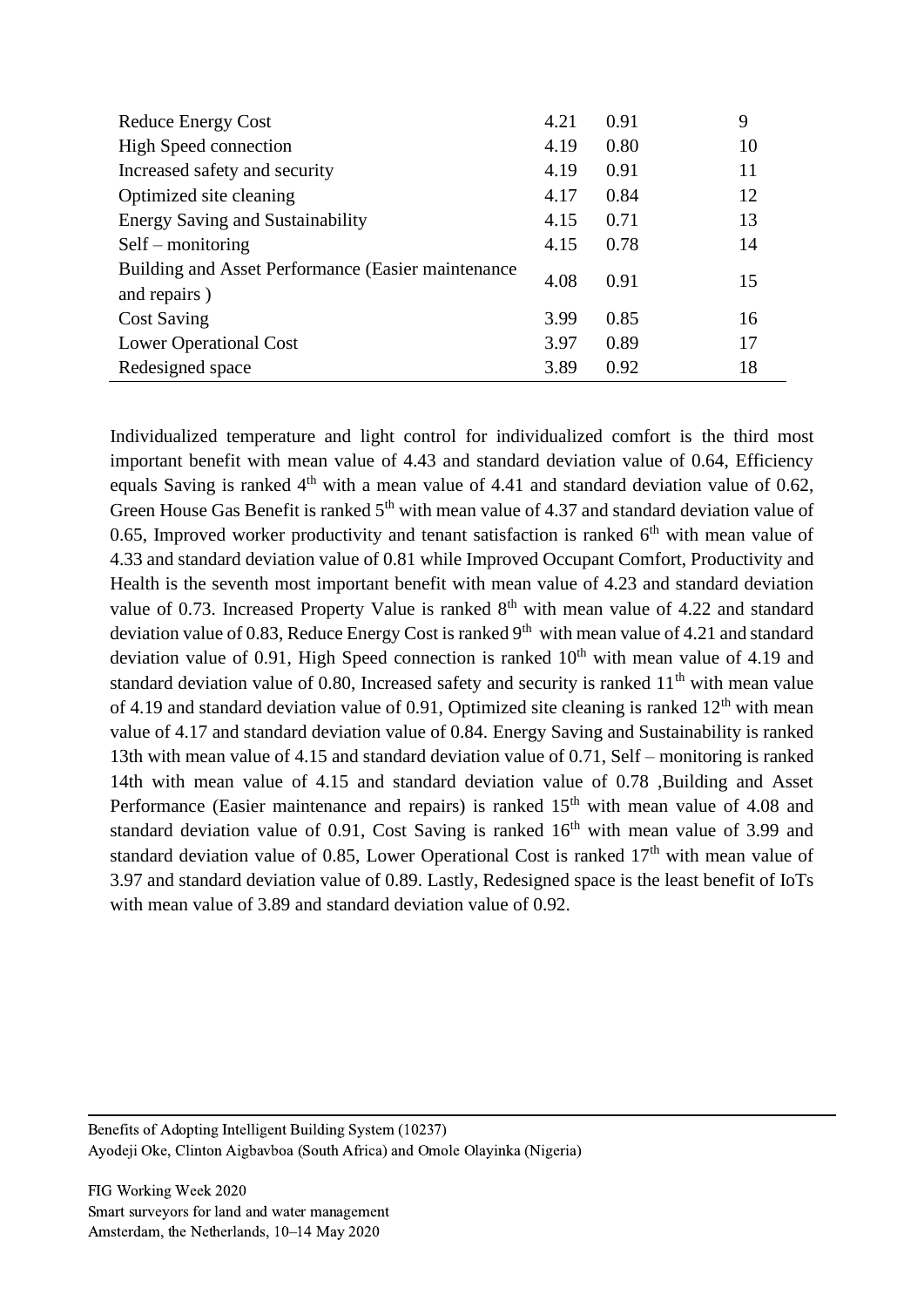| | | | |
|---|---|---|---|
| Reduce Energy Cost | 4.21 | 0.91 | 9 |
| High Speed connection | 4.19 | 0.80 | 10 |
| Increased safety and security | 4.19 | 0.91 | 11 |
| Optimized site cleaning | 4.17 | 0.84 | 12 |
| Energy Saving and Sustainability | 4.15 | 0.71 | 13 |
| Self – monitoring | 4.15 | 0.78 | 14 |
| Building and Asset Performance (Easier maintenance and repairs ) | 4.08 | 0.91 | 15 |
| Cost Saving | 3.99 | 0.85 | 16 |
| Lower Operational Cost | 3.97 | 0.89 | 17 |
| Redesigned space | 3.89 | 0.92 | 18 |

Individualized temperature and light control for individualized comfort is the third most important benefit with mean value of 4.43 and standard deviation value of 0.64, Efficiency equals Saving is ranked 4th with a mean value of 4.41 and standard deviation value of 0.62, Green House Gas Benefit is ranked 5th with mean value of 4.37 and standard deviation value of 0.65, Improved worker productivity and tenant satisfaction is ranked 6th with mean value of 4.33 and standard deviation value of 0.81 while Improved Occupant Comfort, Productivity and Health is the seventh most important benefit with mean value of 4.23 and standard deviation value of 0.73. Increased Property Value is ranked 8th with mean value of 4.22 and standard deviation value of 0.83, Reduce Energy Cost is ranked 9th with mean value of 4.21 and standard deviation value of 0.91, High Speed connection is ranked 10th with mean value of 4.19 and standard deviation value of 0.80, Increased safety and security is ranked 11th with mean value of 4.19 and standard deviation value of 0.91, Optimized site cleaning is ranked 12th with mean value of 4.17 and standard deviation value of 0.84. Energy Saving and Sustainability is ranked 13th with mean value of 4.15 and standard deviation value of 0.71, Self – monitoring is ranked 14th with mean value of 4.15 and standard deviation value of 0.78 ,Building and Asset Performance (Easier maintenance and repairs) is ranked 15th with mean value of 4.08 and standard deviation value of 0.91, Cost Saving is ranked 16th with mean value of 3.99 and standard deviation value of 0.85, Lower Operational Cost is ranked 17th with mean value of 3.97 and standard deviation value of 0.89. Lastly, Redesigned space is the least benefit of IoTs with mean value of 3.89 and standard deviation value of 0.92.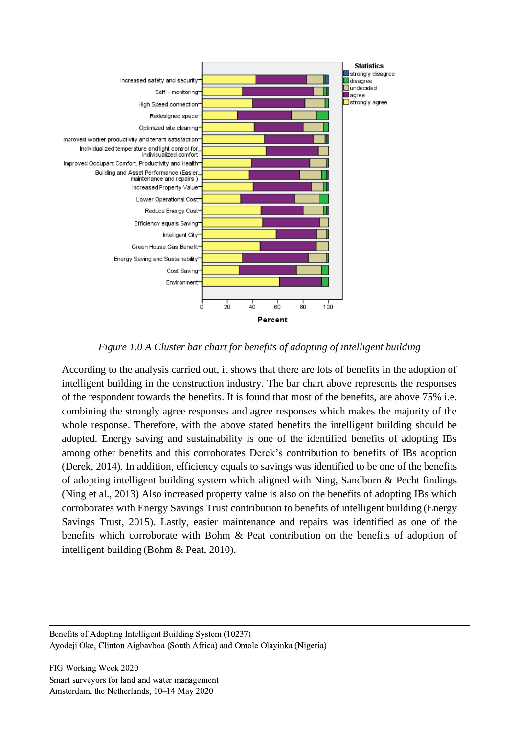*Figure 1.0 A Cluster bar chart for benefits of adopting of intelligent building*

According to the analysis carried out, it shows that there are lots of benefits in the adoption of intelligent building in the construction industry. The bar chart above represents the responses of the respondent towards the benefits. It is found that most of the benefits, are above 75% i.e. combining the strongly agree responses and agree responses which makes the majority of the whole response. Therefore, with the above stated benefits the intelligent building should be adopted. Energy saving and sustainability is one of the identified benefits of adopting IBs among other benefits and this corroborates Derek's contribution to benefits of IBs adoption (Derek, 2014). In addition, efficiency equals to savings was identified to be one of the benefits of adopting intelligent building system which aligned with Ning, Sandborn & Pecht findings (Ning et al., 2013) Also increased property value is also on the benefits of adopting IBs which corroborates with Energy Savings Trust contribution to benefits of intelligent building (Energy Savings Trust, 2015). Lastly, easier maintenance and repairs was identified as one of the benefits which corroborate with Bohm & Peat contribution on the benefits of adoption of intelligent building (Bohm & Peat, 2010).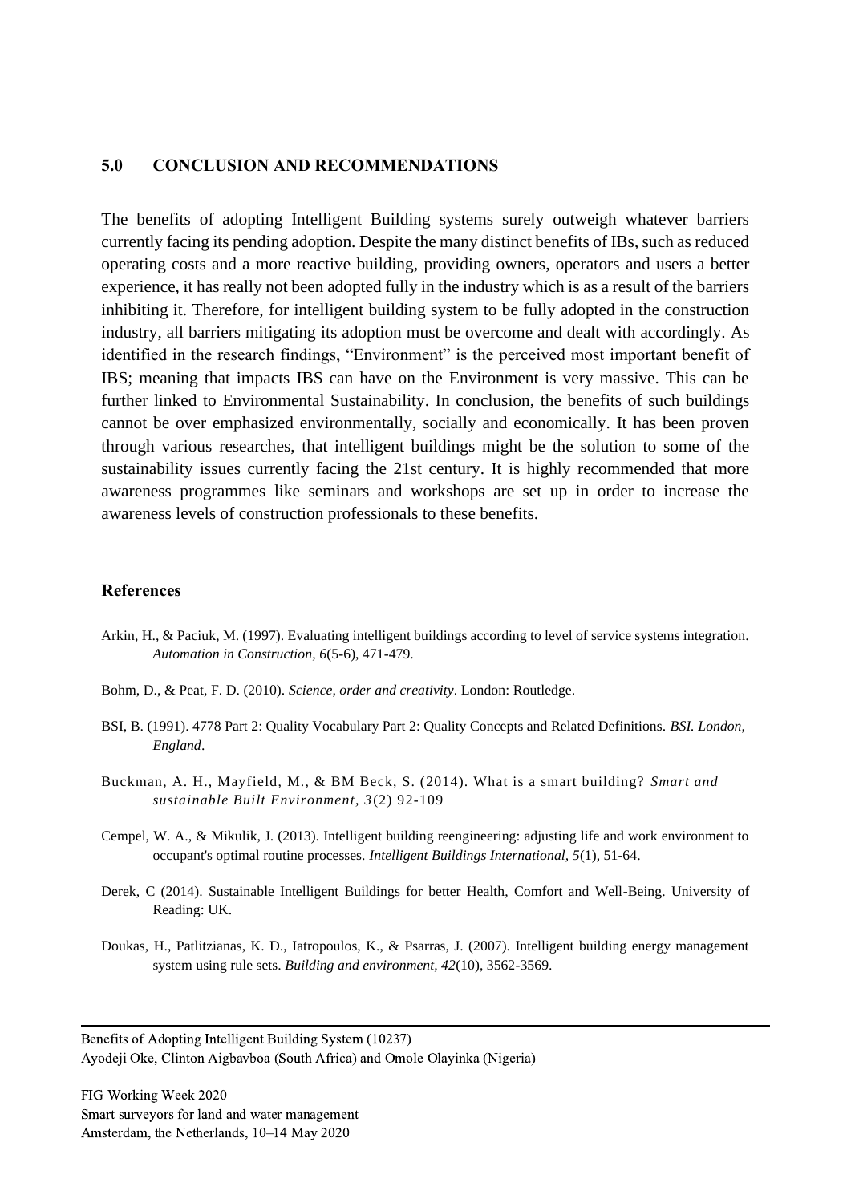## 5.0 CONCLUSION AND RECOMMENDATIONS

The benefits of adopting Intelligent Building systems surely outweigh whatever barriers currently facing its pending adoption. Despite the many distinct benefits of IBs, such as reduced operating costs and a more reactive building, providing owners, operators and users a better experience, it has really not been adopted fully in the industry which is as a result of the barriers inhibiting it. Therefore, for intelligent building system to be fully adopted in the construction industry, all barriers mitigating its adoption must be overcome and dealt with accordingly. As identified in the research findings, "Environment" is the perceived most important benefit of IBS; meaning that impacts IBS can have on the Environment is very massive. This can be further linked to Environmental Sustainability. In conclusion, the benefits of such buildings cannot be over emphasized environmentally, socially and economically. It has been proven through various researches, that intelligent buildings might be the solution to some of the sustainability issues currently facing the 21st century. It is highly recommended that more awareness programmes like seminars and workshops are set up in order to increase the awareness levels of construction professionals to these benefits.

## References

Arkin, H., & Paciuk, M. (1997). Evaluating intelligent buildings according to level of service systems integration. *Automation in Construction, 6*(5-6), 471-479.

Bohm, D., & Peat, F. D. (2010). *Science, order and creativity*. London: Routledge.

BSI, B. (1991). 4778 Part 2: Quality Vocabulary Part 2: Quality Concepts and Related Definitions. *BSI. London, England*.

Buckman, A. H., Mayfield, M., & BM Beck, S. (2014). What is a smart building? *Smart and sustainable Built Environment, 3*(2) 92-109

Cempel, W. A., & Mikulik, J. (2013). Intelligent building reengineering: adjusting life and work environment to occupant's optimal routine processes. *Intelligent Buildings International, 5*(1), 51-64.

Derek, C (2014). Sustainable Intelligent Buildings for better Health, Comfort and Well-Being. University of Reading: UK.

Doukas, H., Patlitzianas, K. D., Iatropoulos, K., & Psarras, J. (2007). Intelligent building energy management system using rule sets. *Building and environment, 42*(10), 3562-3569.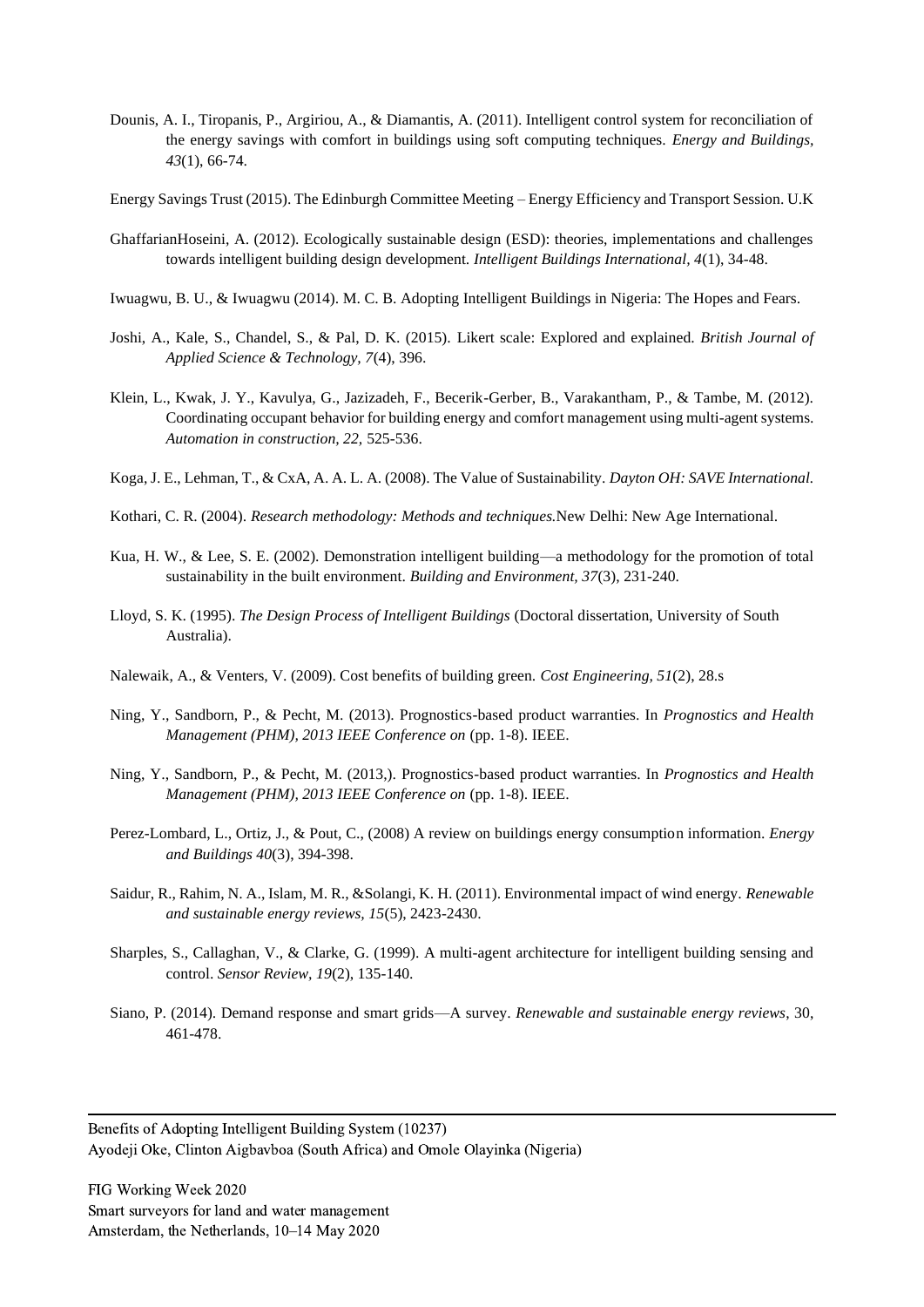Dounis, A. I., Tiropanis, P., Argiriou, A., & Diamantis, A. (2011). Intelligent control system for reconciliation of the energy savings with comfort in buildings using soft computing techniques. *Energy and Buildings, 43*(1), 66-74.

Energy Savings Trust (2015). The Edinburgh Committee Meeting – Energy Efficiency and Transport Session. U.K

GhaffarianHoseini, A. (2012). Ecologically sustainable design (ESD): theories, implementations and challenges towards intelligent building design development. *Intelligent Buildings International, 4*(1), 34-48.

Iwuagwu, B. U., & Iwuagwu (2014). M. C. B. Adopting Intelligent Buildings in Nigeria: The Hopes and Fears.

Joshi, A., Kale, S., Chandel, S., & Pal, D. K. (2015). Likert scale: Explored and explained. *British Journal of Applied Science & Technology, 7*(4), 396.

Klein, L., Kwak, J. Y., Kavulya, G., Jazizadeh, F., Becerik-Gerber, B., Varakantham, P., & Tambe, M. (2012). Coordinating occupant behavior for building energy and comfort management using multi-agent systems. *Automation in construction, 22,* 525-536.

Koga, J. E., Lehman, T., & CxA, A. A. L. A. (2008). The Value of Sustainability. *Dayton OH: SAVE International.*

Kothari, C. R. (2004). *Research methodology: Methods and techniques.*New Delhi: New Age International.

Kua, H. W., & Lee, S. E. (2002). Demonstration intelligent building—a methodology for the promotion of total sustainability in the built environment. *Building and Environment, 37*(3), 231-240.

Lloyd, S. K. (1995). *The Design Process of Intelligent Buildings* (Doctoral dissertation, University of South Australia).

Nalewaik, A., & Venters, V. (2009). Cost benefits of building green. *Cost Engineering, 51*(2), 28.s

Ning, Y., Sandborn, P., & Pecht, M. (2013). Prognostics-based product warranties. In *Prognostics and Health Management (PHM), 2013 IEEE Conference on* (pp. 1-8). IEEE.

Ning, Y., Sandborn, P., & Pecht, M. (2013,). Prognostics-based product warranties. In *Prognostics and Health Management (PHM), 2013 IEEE Conference on* (pp. 1-8). IEEE.

Perez-Lombard, L., Ortiz, J., & Pout, C., (2008) A review on buildings energy consumption information. *Energy and Buildings 40*(3), 394-398.

Saidur, R., Rahim, N. A., Islam, M. R., &Solangi, K. H. (2011). Environmental impact of wind energy. *Renewable and sustainable energy reviews, 15*(5), 2423-2430.

Sharples, S., Callaghan, V., & Clarke, G. (1999). A multi-agent architecture for intelligent building sensing and control. *Sensor Review, 19*(2), 135-140.

Siano, P. (2014). Demand response and smart grids—A survey. *Renewable and sustainable energy reviews*, 30, 461-478.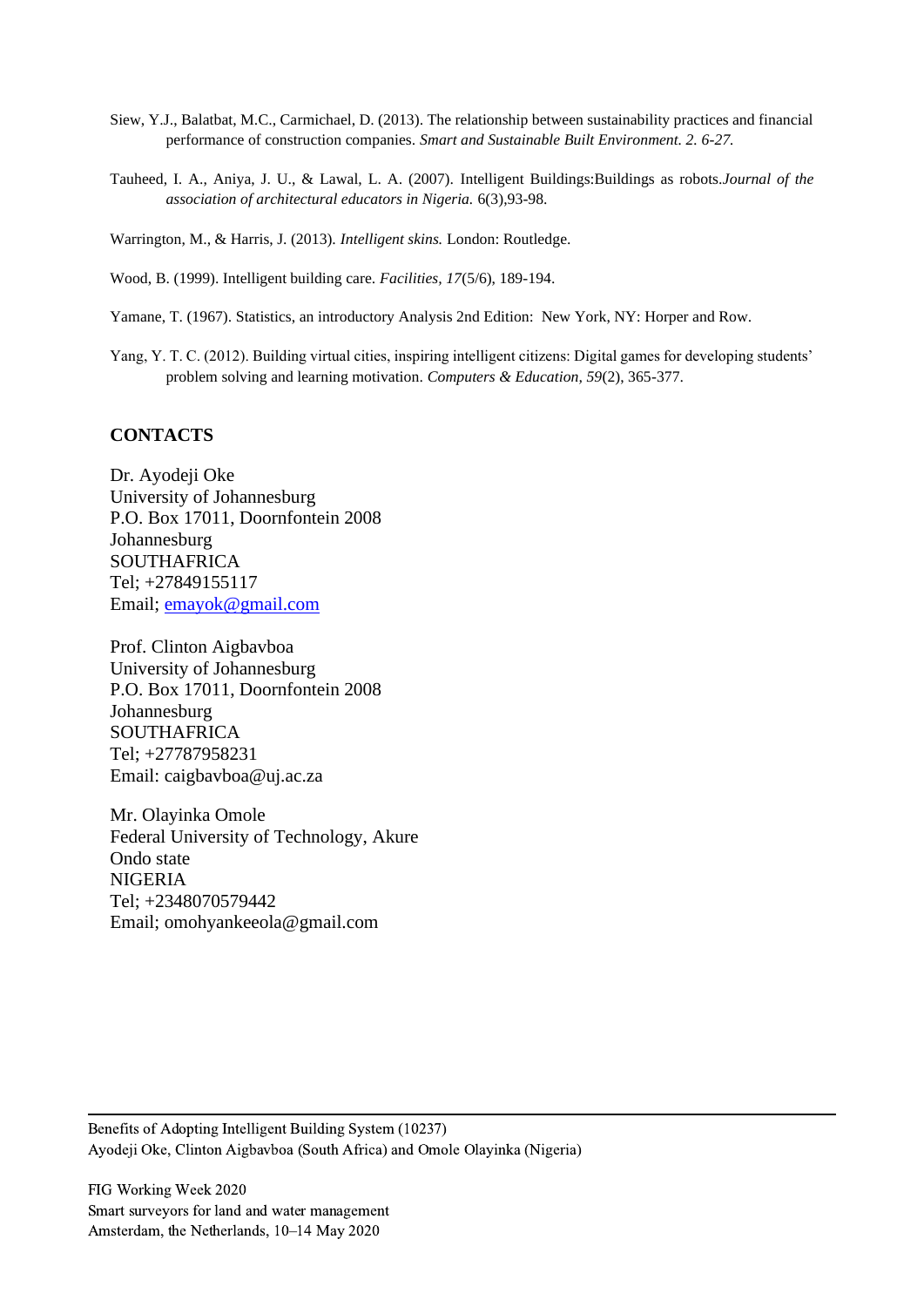Siew, Y.J., Balatbat, M.C., Carmichael, D. (2013). The relationship between sustainability practices and financial performance of construction companies. *Smart and Sustainable Built Environment. 2. 6-27.*

Tauheed, I. A., Aniya, J. U., & Lawal, L. A. (2007). Intelligent Buildings:Buildings as robots.*Journal of the association of architectural educators in Nigeria.* 6(3),93-98.

Warrington, M., & Harris, J. (2013). *Intelligent skins.* London: Routledge.

Wood, B. (1999). Intelligent building care. *Facilities, 17*(5/6), 189-194.

Yamane, T. (1967). Statistics, an introductory Analysis 2nd Edition: New York, NY: Horper and Row.

Yang, Y. T. C. (2012). Building virtual cities, inspiring intelligent citizens: Digital games for developing students' problem solving and learning motivation. *Computers & Education, 59*(2), 365-377.

## CONTACTS

Dr. Ayodeji Oke  
University of Johannesburg  
P.O. Box 17011, Doornfontein 2008  
Johannesburg  
SOUTHAFRICA  
Tel; +27849155117  
Email; emayok@gmail.com

Prof. Clinton Aigbavboa  
University of Johannesburg  
P.O. Box 17011, Doornfontein 2008  
Johannesburg  
SOUTHAFRICA  
Tel; +27787958231  
Email: caigbavboa@uj.ac.za

Mr. Olayinka Omole  
Federal University of Technology, Akure  
Ondo state  
NIGERIA  
Tel; +2348070579442  
Email; omohyankeeola@gmail.com